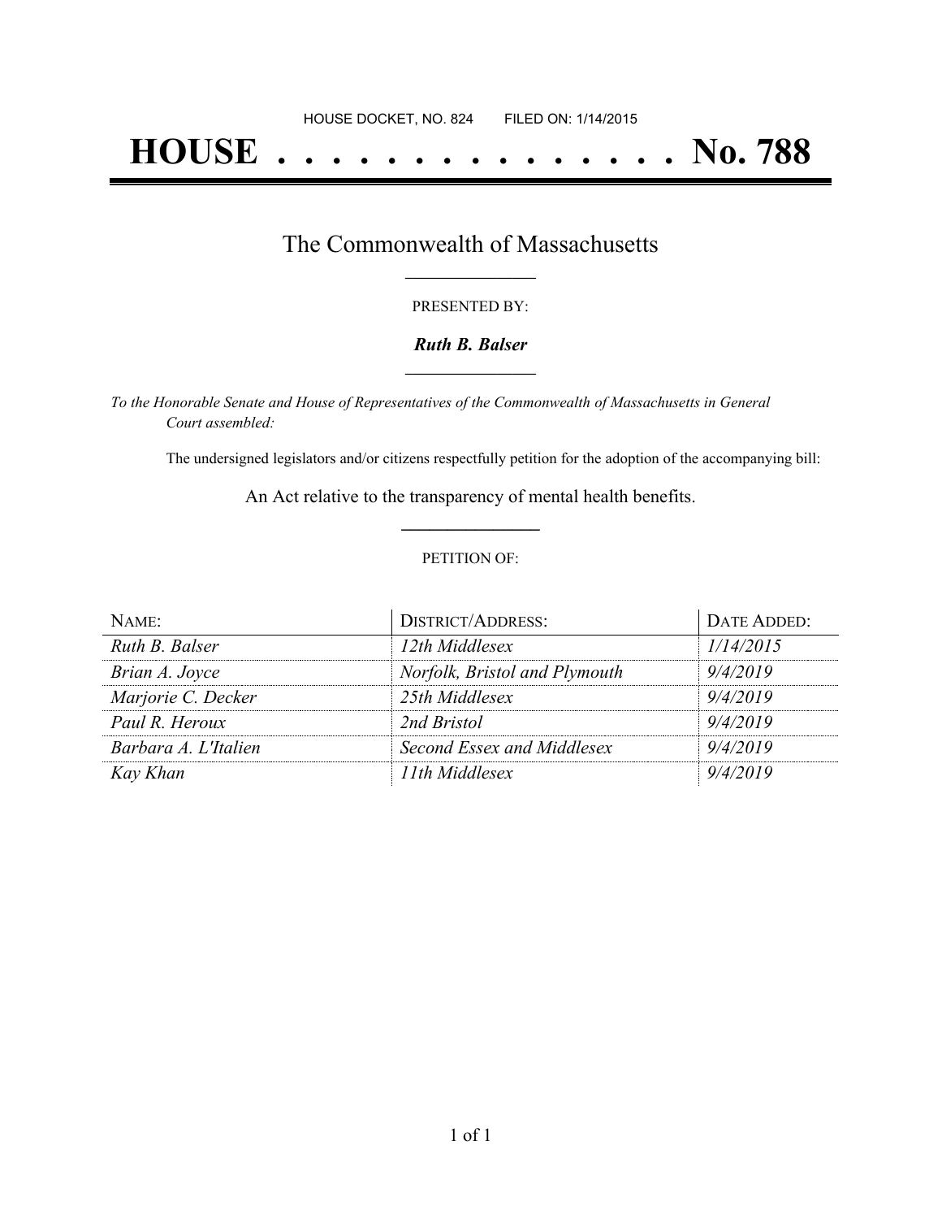HOUSE DOCKET, NO. 824        FILED ON: 1/14/2015

# HOUSE . . . . . . . . . . . . . . . No. 788

## The Commonwealth of Massachusetts

PRESENTED BY:

***Ruth B. Balser***

*To the Honorable Senate and House of Representatives of the Commonwealth of Massachusetts in General Court assembled:*

The undersigned legislators and/or citizens respectfully petition for the adoption of the accompanying bill:

An Act relative to the transparency of mental health benefits.

PETITION OF:

| NAME: | DISTRICT/ADDRESS: | DATE ADDED: |
|---|---|---|
| *Ruth B. Balser* | *12th Middlesex* | *1/14/2015* |
| *Brian A. Joyce* | *Norfolk, Bristol and Plymouth* | *9/4/2019* |
| *Marjorie C. Decker* | *25th Middlesex* | *9/4/2019* |
| *Paul R. Heroux* | *2nd Bristol* | *9/4/2019* |
| *Barbara A. L'Italien* | *Second Essex and Middlesex* | *9/4/2019* |
| *Kay Khan* | *11th Middlesex* | *9/4/2019* |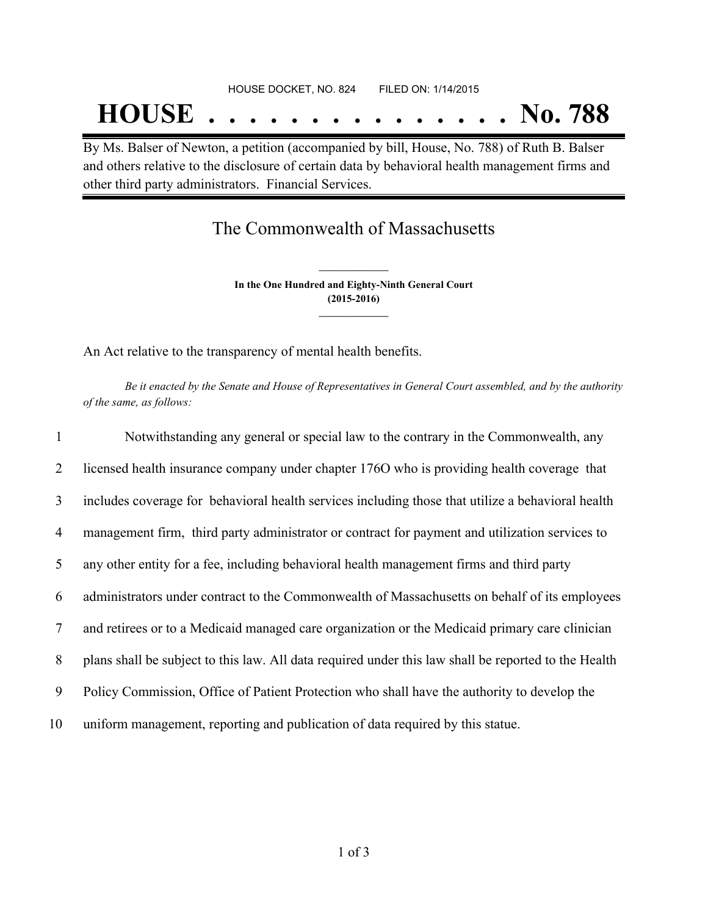HOUSE DOCKET, NO. 824 FILED ON: 1/14/2015

# HOUSE . . . . . . . . . . . . . . . No. 788

By Ms. Balser of Newton, a petition (accompanied by bill, House, No. 788) of Ruth B. Balser and others relative to the disclosure of certain data by behavioral health management firms and other third party administrators. Financial Services.

## The Commonwealth of Massachusetts

**In the One Hundred and Eighty-Ninth General Court**
**(2015-2016)**

An Act relative to the transparency of mental health benefits.

*Be it enacted by the Senate and House of Representatives in General Court assembled, and by the authority of the same, as follows:*

1 Notwithstanding any general or special law to the contrary in the Commonwealth, any
2 licensed health insurance company under chapter 176O who is providing health coverage that
3 includes coverage for behavioral health services including those that utilize a behavioral health
4 management firm, third party administrator or contract for payment and utilization services to
5 any other entity for a fee, including behavioral health management firms and third party
6 administrators under contract to the Commonwealth of Massachusetts on behalf of its employees
7 and retirees or to a Medicaid managed care organization or the Medicaid primary care clinician
8 plans shall be subject to this law. All data required under this law shall be reported to the Health
9 Policy Commission, Office of Patient Protection who shall have the authority to develop the
10 uniform management, reporting and publication of data required by this statue.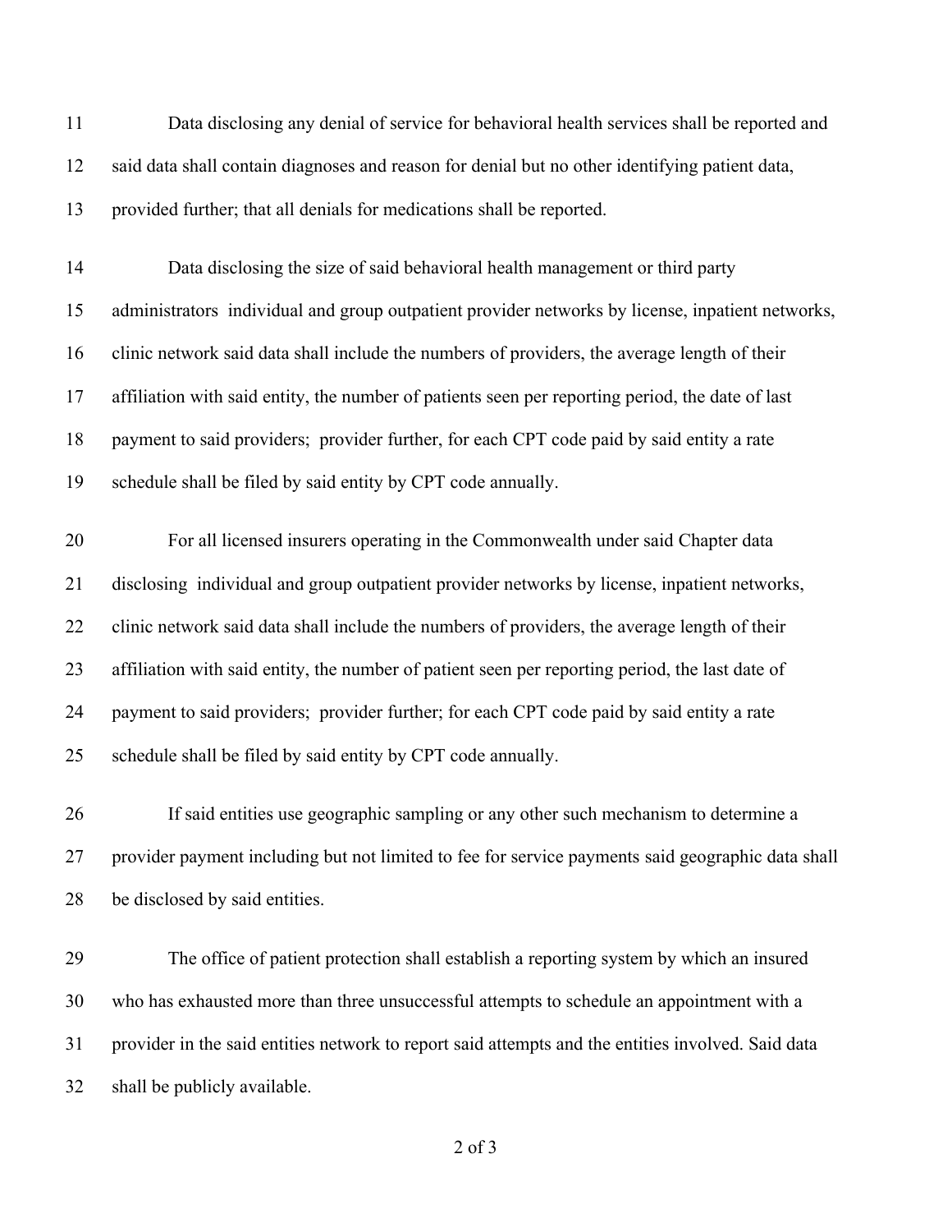Data disclosing any denial of service for behavioral health services shall be reported and said data shall contain diagnoses and reason for denial but no other identifying patient data, provided further; that all denials for medications shall be reported.

Data disclosing the size of said behavioral health management or third party administrators individual and group outpatient provider networks by license, inpatient networks, clinic network said data shall include the numbers of providers, the average length of their affiliation with said entity, the number of patients seen per reporting period, the date of last payment to said providers; provider further, for each CPT code paid by said entity a rate schedule shall be filed by said entity by CPT code annually.

For all licensed insurers operating in the Commonwealth under said Chapter data disclosing individual and group outpatient provider networks by license, inpatient networks, clinic network said data shall include the numbers of providers, the average length of their affiliation with said entity, the number of patient seen per reporting period, the last date of payment to said providers; provider further; for each CPT code paid by said entity a rate schedule shall be filed by said entity by CPT code annually.

If said entities use geographic sampling or any other such mechanism to determine a provider payment including but not limited to fee for service payments said geographic data shall be disclosed by said entities.

The office of patient protection shall establish a reporting system by which an insured who has exhausted more than three unsuccessful attempts to schedule an appointment with a provider in the said entities network to report said attempts and the entities involved. Said data shall be publicly available.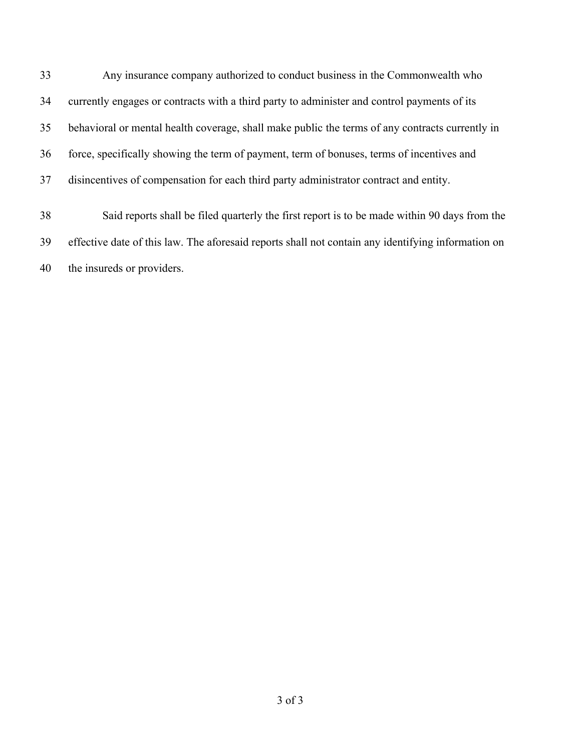Any insurance company authorized to conduct business in the Commonwealth who currently engages or contracts with a third party to administer and control payments of its behavioral or mental health coverage, shall make public the terms of any contracts currently in force, specifically showing the term of payment, term of bonuses, terms of incentives and disincentives of compensation for each third party administrator contract and entity.

Said reports shall be filed quarterly the first report is to be made within 90 days from the effective date of this law. The aforesaid reports shall not contain any identifying information on the insureds or providers.